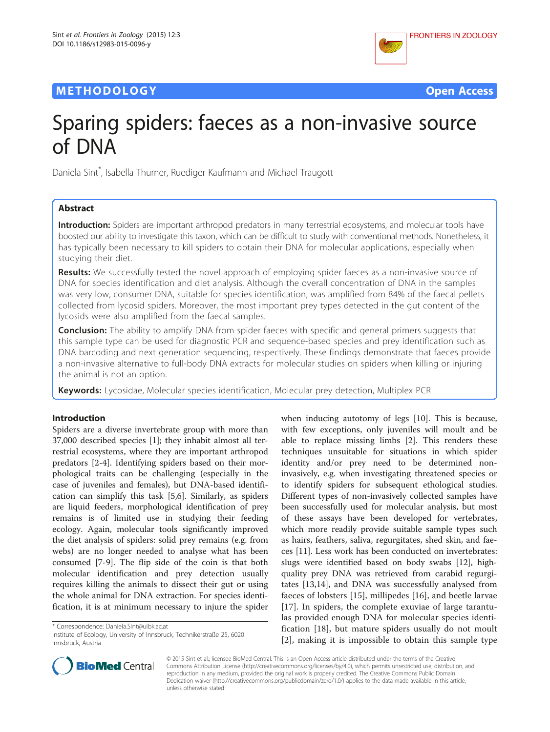METHODOLOGY **Open Access**

# Sparing spiders: faeces as a non-invasive source of DNA

Daniela Sint*, Isabella Thurner, Ruediger Kaufmann and Michael Traugott

## Abstract

**Introduction:** Spiders are important arthropod predators in many terrestrial ecosystems, and molecular tools have boosted our ability to investigate this taxon, which can be difficult to study with conventional methods. Nonetheless, it has typically been necessary to kill spiders to obtain their DNA for molecular applications, especially when studying their diet.

**Results:** We successfully tested the novel approach of employing spider faeces as a non-invasive source of DNA for species identification and diet analysis. Although the overall concentration of DNA in the samples was very low, consumer DNA, suitable for species identification, was amplified from 84% of the faecal pellets collected from lycosid spiders. Moreover, the most important prey types detected in the gut content of the lycosids were also amplified from the faecal samples.

**Conclusion:** The ability to amplify DNA from spider faeces with specific and general primers suggests that this sample type can be used for diagnostic PCR and sequence-based species and prey identification such as DNA barcoding and next generation sequencing, respectively. These findings demonstrate that faeces provide a non-invasive alternative to full-body DNA extracts for molecular studies on spiders when killing or injuring the animal is not an option.

**Keywords:** Lycosidae, Molecular species identification, Molecular prey detection, Multiplex PCR

## Introduction

Spiders are a diverse invertebrate group with more than 37,000 described species [1]; they inhabit almost all terrestrial ecosystems, where they are important arthropod predators [2-4]. Identifying spiders based on their morphological traits can be challenging (especially in the case of juveniles and females), but DNA-based identification can simplify this task [5,6]. Similarly, as spiders are liquid feeders, morphological identification of prey remains is of limited use in studying their feeding ecology. Again, molecular tools significantly improved the diet analysis of spiders: solid prey remains (e.g. from webs) are no longer needed to analyse what has been consumed [7-9]. The flip side of the coin is that both molecular identification and prey detection usually requires killing the animals to dissect their gut or using the whole animal for DNA extraction. For species identification, it is at minimum necessary to injure the spider when inducing autotomy of legs [10]. This is because, with few exceptions, only juveniles will moult and be able to replace missing limbs [2]. This renders these techniques unsuitable for situations in which spider identity and/or prey need to be determined non-invasively, e.g. when investigating threatened species or to identify spiders for subsequent ethological studies. Different types of non-invasively collected samples have been successfully used for molecular analysis, but most of these assays have been developed for vertebrates, which more readily provide suitable sample types such as hairs, feathers, saliva, regurgitates, shed skin, and faeces [11]. Less work has been conducted on invertebrates: slugs were identified based on body swabs [12], high-quality prey DNA was retrieved from carabid regurgitates [13,14], and DNA was successfully analysed from faeces of lobsters [15], millipedes [16], and beetle larvae [17]. In spiders, the complete exuviae of large tarantulas provided enough DNA for molecular species identification [18], but mature spiders usually do not moult [2], making it is impossible to obtain this sample type

\* Correspondence: Daniela.Sint@uibk.ac.at
Institute of Ecology, University of Innsbruck, Technikerstraße 25, 6020 Innsbruck, Austria

© 2015 Sint et al.; licensee BioMed Central. This is an Open Access article distributed under the terms of the Creative Commons Attribution License (http://creativecommons.org/licenses/by/4.0), which permits unrestricted use, distribution, and reproduction in any medium, provided the original work is properly credited. The Creative Commons Public Domain Dedication waiver (http://creativecommons.org/publicdomain/zero/1.0/) applies to the data made available in this article, unless otherwise stated.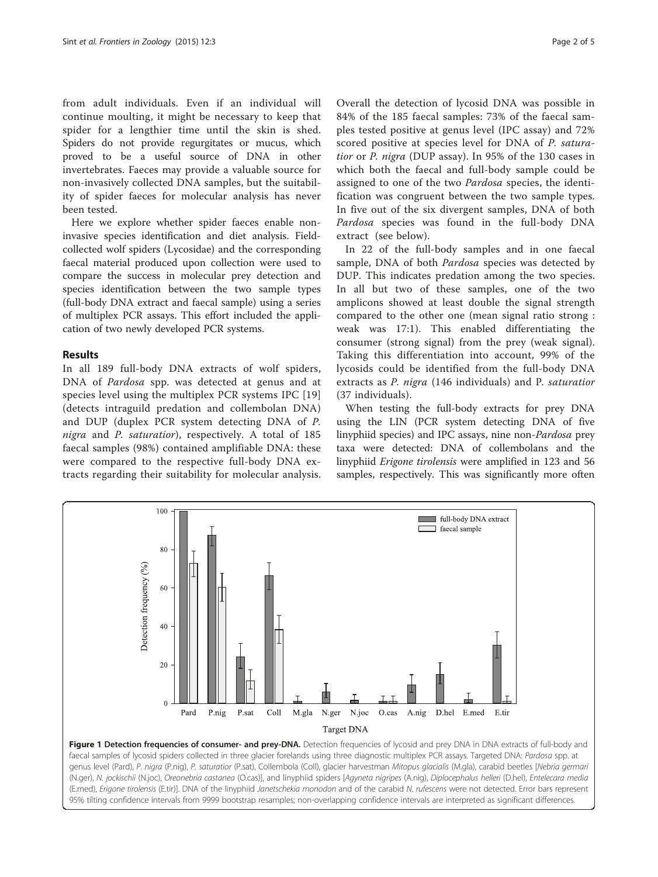from adult individuals. Even if an individual will continue moulting, it might be necessary to keep that spider for a lengthier time until the skin is shed. Spiders do not provide regurgitates or mucus, which proved to be a useful source of DNA in other invertebrates. Faeces may provide a valuable source for non-invasively collected DNA samples, but the suitability of spider faeces for molecular analysis has never been tested.

Here we explore whether spider faeces enable non-invasive species identification and diet analysis. Field-collected wolf spiders (Lycosidae) and the corresponding faecal material produced upon collection were used to compare the success in molecular prey detection and species identification between the two sample types (full-body DNA extract and faecal sample) using a series of multiplex PCR assays. This effort included the application of two newly developed PCR systems.

## Results

In all 189 full-body DNA extracts of wolf spiders, DNA of *Pardosa* spp. was detected at genus and at species level using the multiplex PCR systems IPC [19] (detects intraguild predation and collembolan DNA) and DUP (duplex PCR system detecting DNA of *P. nigra* and *P. saturatior*), respectively. A total of 185 faecal samples (98%) contained amplifiable DNA: these were compared to the respective full-body DNA extracts regarding their suitability for molecular analysis. Overall the detection of lycosid DNA was possible in 84% of the 185 faecal samples: 73% of the faecal samples tested positive at genus level (IPC assay) and 72% scored positive at species level for DNA of *P. saturatior* or *P. nigra* (DUP assay). In 95% of the 130 cases in which both the faecal and full-body sample could be assigned to one of the two *Pardosa* species, the identification was congruent between the two sample types. In five out of the six divergent samples, DNA of both *Pardosa* species was found in the full-body DNA extract (see below).

In 22 of the full-body samples and in one faecal sample, DNA of both *Pardosa* species was detected by DUP. This indicates predation among the two species. In all but two of these samples, one of the two amplicons showed at least double the signal strength compared to the other one (mean signal ratio strong : weak was 17:1). This enabled differentiating the consumer (strong signal) from the prey (weak signal). Taking this differentiation into account, 99% of the lycosids could be identified from the full-body DNA extracts as *P. nigra* (146 individuals) and P. *saturatior* (37 individuals).

When testing the full-body extracts for prey DNA using the LIN (PCR system detecting DNA of five linyphiid species) and IPC assays, nine non-*Pardosa* prey taxa were detected: DNA of collembolans and the linyphiid *Erigone tirolensis* were amplified in 123 and 56 samples, respectively. This was significantly more often

**Figure 1 Detection frequencies of consumer- and prey-DNA.** Detection frequencies of lycosid and prey DNA in DNA extracts of full-body and faecal samples of lycosid spiders collected in three glacier forelands using three diagnostic multiplex PCR assays. Targeted DNA: *Pardosa* spp. at genus level (Pard), *P. nigra* (P.nig), *P. saturatior* (P.sat), Collembola (Coll), glacier harvestman *Mitopus glacialis* (M.gla), carabid beetles [*Nebria germari* (N.ger), *N. jockischii* (N.joc), *Oreonebria castanea* (O.cas)], and linyphiid spiders [*Agyneta nigripes* (A.nig), *Diplocephalus helleri* (D.hel), *Entelecara media* (E.med), *Erigone tirolensis* (E.tir)]. DNA of the linyphiid *Janetschekia monodon* and of the carabid *N. rufescens* were not detected. Error bars represent 95% tilting confidence intervals from 9999 bootstrap resamples; non-overlapping confidence intervals are interpreted as significant differences.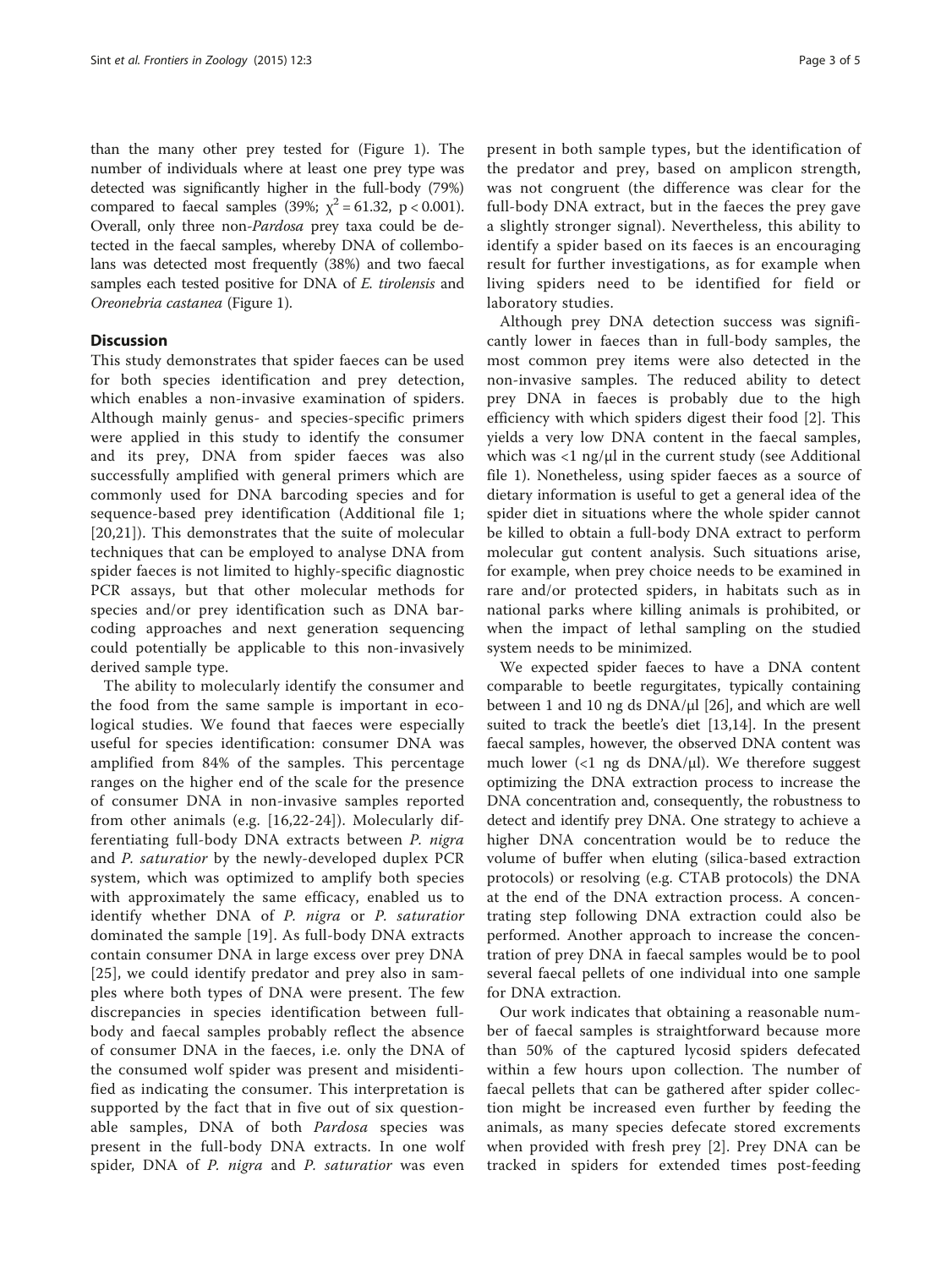than the many other prey tested for (Figure 1). The number of individuals where at least one prey type was detected was significantly higher in the full-body (79%) compared to faecal samples (39%; $\chi^2 = 61.32$, $p < 0.001$). Overall, only three non-*Pardosa* prey taxa could be detected in the faecal samples, whereby DNA of collembolans was detected most frequently (38%) and two faecal samples each tested positive for DNA of *E. tirolensis* and *Oreonebria castanea* (Figure 1).

## Discussion

This study demonstrates that spider faeces can be used for both species identification and prey detection, which enables a non-invasive examination of spiders. Although mainly genus- and species-specific primers were applied in this study to identify the consumer and its prey, DNA from spider faeces was also successfully amplified with general primers which are commonly used for DNA barcoding species and for sequence-based prey identification (Additional file 1; [20,21]). This demonstrates that the suite of molecular techniques that can be employed to analyse DNA from spider faeces is not limited to highly-specific diagnostic PCR assays, but that other molecular methods for species and/or prey identification such as DNA barcoding approaches and next generation sequencing could potentially be applicable to this non-invasively derived sample type.

The ability to molecularly identify the consumer and the food from the same sample is important in ecological studies. We found that faeces were especially useful for species identification: consumer DNA was amplified from 84% of the samples. This percentage ranges on the higher end of the scale for the presence of consumer DNA in non-invasive samples reported from other animals (e.g. [16,22-24]). Molecularly differentiating full-body DNA extracts between *P. nigra* and *P. saturatior* by the newly-developed duplex PCR system, which was optimized to amplify both species with approximately the same efficacy, enabled us to identify whether DNA of *P. nigra* or *P. saturatior* dominated the sample [19]. As full-body DNA extracts contain consumer DNA in large excess over prey DNA [25], we could identify predator and prey also in samples where both types of DNA were present. The few discrepancies in species identification between full-body and faecal samples probably reflect the absence of consumer DNA in the faeces, i.e. only the DNA of the consumed wolf spider was present and misidentified as indicating the consumer. This interpretation is supported by the fact that in five out of six questionable samples, DNA of both *Pardosa* species was present in the full-body DNA extracts. In one wolf spider, DNA of *P. nigra* and *P. saturatior* was even present in both sample types, but the identification of the predator and prey, based on amplicon strength, was not congruent (the difference was clear for the full-body DNA extract, but in the faeces the prey gave a slightly stronger signal). Nevertheless, this ability to identify a spider based on its faeces is an encouraging result for further investigations, as for example when living spiders need to be identified for field or laboratory studies.

Although prey DNA detection success was significantly lower in faeces than in full-body samples, the most common prey items were also detected in the non-invasive samples. The reduced ability to detect prey DNA in faeces is probably due to the high efficiency with which spiders digest their food [2]. This yields a very low DNA content in the faecal samples, which was <1 ng/μl in the current study (see Additional file 1). Nonetheless, using spider faeces as a source of dietary information is useful to get a general idea of the spider diet in situations where the whole spider cannot be killed to obtain a full-body DNA extract to perform molecular gut content analysis. Such situations arise, for example, when prey choice needs to be examined in rare and/or protected spiders, in habitats such as in national parks where killing animals is prohibited, or when the impact of lethal sampling on the studied system needs to be minimized.

We expected spider faeces to have a DNA content comparable to beetle regurgitates, typically containing between 1 and 10 ng ds DNA/μl [26], and which are well suited to track the beetle's diet [13,14]. In the present faecal samples, however, the observed DNA content was much lower (<1 ng ds DNA/μl). We therefore suggest optimizing the DNA extraction process to increase the DNA concentration and, consequently, the robustness to detect and identify prey DNA. One strategy to achieve a higher DNA concentration would be to reduce the volume of buffer when eluting (silica-based extraction protocols) or resolving (e.g. CTAB protocols) the DNA at the end of the DNA extraction process. A concentrating step following DNA extraction could also be performed. Another approach to increase the concentration of prey DNA in faecal samples would be to pool several faecal pellets of one individual into one sample for DNA extraction.

Our work indicates that obtaining a reasonable number of faecal samples is straightforward because more than 50% of the captured lycosid spiders defecated within a few hours upon collection. The number of faecal pellets that can be gathered after spider collection might be increased even further by feeding the animals, as many species defecate stored excrements when provided with fresh prey [2]. Prey DNA can be tracked in spiders for extended times post-feeding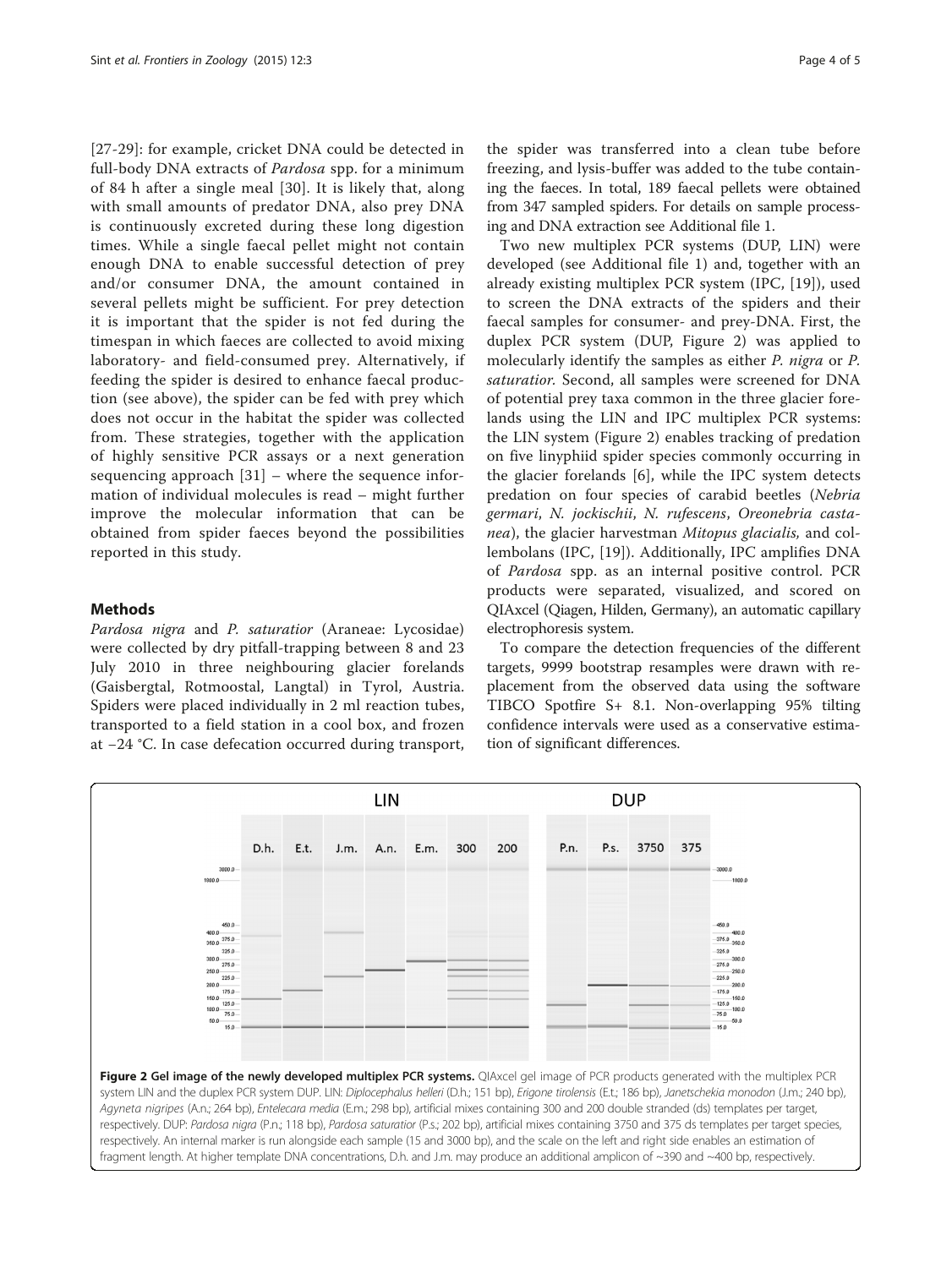[27-29]: for example, cricket DNA could be detected in full-body DNA extracts of *Pardosa* spp. for a minimum of 84 h after a single meal [30]. It is likely that, along with small amounts of predator DNA, also prey DNA is continuously excreted during these long digestion times. While a single faecal pellet might not contain enough DNA to enable successful detection of prey and/or consumer DNA, the amount contained in several pellets might be sufficient. For prey detection it is important that the spider is not fed during the timespan in which faeces are collected to avoid mixing laboratory- and field-consumed prey. Alternatively, if feeding the spider is desired to enhance faecal production (see above), the spider can be fed with prey which does not occur in the habitat the spider was collected from. These strategies, together with the application of highly sensitive PCR assays or a next generation sequencing approach [31] – where the sequence information of individual molecules is read – might further improve the molecular information that can be obtained from spider faeces beyond the possibilities reported in this study.

## Methods

*Pardosa nigra* and *P. saturatior* (Araneae: Lycosidae) were collected by dry pitfall-trapping between 8 and 23 July 2010 in three neighbouring glacier forelands (Gaisbergtal, Rotmoostal, Langtal) in Tyrol, Austria. Spiders were placed individually in 2 ml reaction tubes, transported to a field station in a cool box, and frozen at −24 °C. In case defecation occurred during transport, the spider was transferred into a clean tube before freezing, and lysis-buffer was added to the tube containing the faeces. In total, 189 faecal pellets were obtained from 347 sampled spiders. For details on sample processing and DNA extraction see Additional file 1.

Two new multiplex PCR systems (DUP, LIN) were developed (see Additional file 1) and, together with an already existing multiplex PCR system (IPC, [19]), used to screen the DNA extracts of the spiders and their faecal samples for consumer- and prey-DNA. First, the duplex PCR system (DUP, Figure 2) was applied to molecularly identify the samples as either *P. nigra* or *P. saturatior*. Second, all samples were screened for DNA of potential prey taxa common in the three glacier forelands using the LIN and IPC multiplex PCR systems: the LIN system (Figure 2) enables tracking of predation on five linyphiid spider species commonly occurring in the glacier forelands [6], while the IPC system detects predation on four species of carabid beetles (*Nebria germari*, *N. jockischii*, *N. rufescens*, *Oreonebria castanea*), the glacier harvestman *Mitopus glacialis,* and collembolans (IPC, [19]). Additionally, IPC amplifies DNA of *Pardosa* spp. as an internal positive control. PCR products were separated, visualized, and scored on QIAxcel (Qiagen, Hilden, Germany), an automatic capillary electrophoresis system.

To compare the detection frequencies of the different targets, 9999 bootstrap resamples were drawn with replacement from the observed data using the software TIBCO Spotfire S+ 8.1. Non-overlapping 95% tilting confidence intervals were used as a conservative estimation of significant differences.

**Figure 2 Gel image of the newly developed multiplex PCR systems.** QIAxcel gel image of PCR products generated with the multiplex PCR system LIN and the duplex PCR system DUP. LIN: *Diplocephalus helleri* (D.h.; 151 bp), *Erigone tirolensis* (E.t.; 186 bp), *Janetschekia monodon* (J.m.; 240 bp), *Agyneta nigripes* (A.n.; 264 bp), *Entelecara media* (E.m.; 298 bp), artificial mixes containing 300 and 200 double stranded (ds) templates per target, respectively. DUP: *Pardosa nigra* (P.n.; 118 bp), *Pardosa saturatior* (P.s.; 202 bp), artificial mixes containing 3750 and 375 ds templates per target species, respectively. An internal marker is run alongside each sample (15 and 3000 bp), and the scale on the left and right side enables an estimation of fragment length. At higher template DNA concentrations, D.h. and J.m. may produce an additional amplicon of ~390 and ~400 bp, respectively.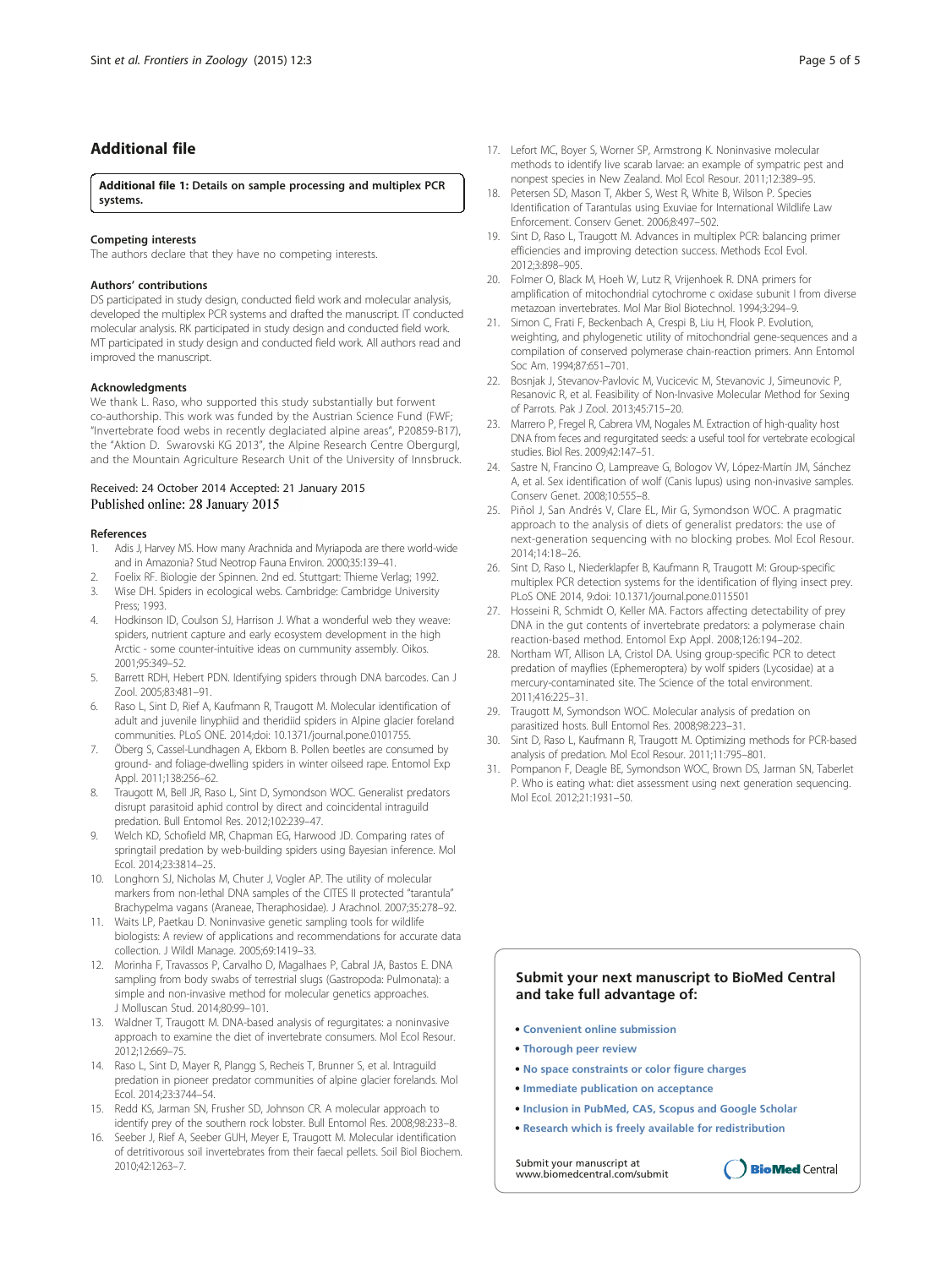## Additional file

**Additional file 1: Details on sample processing and multiplex PCR systems.**

### Competing interests

The authors declare that they have no competing interests.

### Authors' contributions

DS participated in study design, conducted field work and molecular analysis, developed the multiplex PCR systems and drafted the manuscript. IT conducted molecular analysis. RK participated in study design and conducted field work. MT participated in study design and conducted field work. All authors read and improved the manuscript.

### Acknowledgments

We thank L. Raso, who supported this study substantially but forwent co-authorship. This work was funded by the Austrian Science Fund (FWF; "Invertebrate food webs in recently deglaciated alpine areas", P20859-B17), the "Aktion D. Swarovski KG 2013", the Alpine Research Centre Obergurgl, and the Mountain Agriculture Research Unit of the University of Innsbruck.

Received: 24 October 2014 Accepted: 21 January 2015
Published online: 28 January 2015

### References

1. Adis J, Harvey MS. How many Arachnida and Myriapoda are there world-wide and in Amazonia? Stud Neotrop Fauna Environ. 2000;35:139–41.
2. Foelix RF. Biologie der Spinnen. 2nd ed. Stuttgart: Thieme Verlag; 1992.
3. Wise DH. Spiders in ecological webs. Cambridge: Cambridge University Press; 1993.
4. Hodkinson ID, Coulson SJ, Harrison J. What a wonderful web they weave: spiders, nutrient capture and early ecosystem development in the high Arctic - some counter-intuitive ideas on cummunity assembly. Oikos. 2001;95:349–52.
5. Barrett RDH, Hebert PDN. Identifying spiders through DNA barcodes. Can J Zool. 2005;83:481–91.
6. Raso L, Sint D, Rief A, Kaufmann R, Traugott M. Molecular identification of adult and juvenile linyphiid and theridiid spiders in Alpine glacier foreland communities. PLoS ONE. 2014;doi: 10.1371/journal.pone.0101755.
7. Öberg S, Cassel-Lundhagen A, Ekbom B. Pollen beetles are consumed by ground- and foliage-dwelling spiders in winter oilseed rape. Entomol Exp Appl. 2011;138:256–62.
8. Traugott M, Bell JR, Raso L, Sint D, Symondson WOC. Generalist predators disrupt parasitoid aphid control by direct and coincidental intraguild predation. Bull Entomol Res. 2012;102:239–47.
9. Welch KD, Schofield MR, Chapman EG, Harwood JD. Comparing rates of springtail predation by web-building spiders using Bayesian inference. Mol Ecol. 2014;23:3814–25.
10. Longhorn SJ, Nicholas M, Chuter J, Vogler AP. The utility of molecular markers from non-lethal DNA samples of the CITES II protected "tarantula" Brachypelma vagans (Araneae, Theraphosidae). J Arachnol. 2007;35:278–92.
11. Waits LP, Paetkau D. Noninvasive genetic sampling tools for wildlife biologists: A review of applications and recommendations for accurate data collection. J Wildl Manage. 2005;69:1419–33.
12. Morinha F, Travassos P, Carvalho D, Magalhaes P, Cabral JA, Bastos E. DNA sampling from body swabs of terrestrial slugs (Gastropoda: Pulmonata): a simple and non-invasive method for molecular genetics approaches. J Molluscan Stud. 2014;80:99–101.
13. Waldner T, Traugott M. DNA-based analysis of regurgitates: a noninvasive approach to examine the diet of invertebrate consumers. Mol Ecol Resour. 2012;12:669–75.
14. Raso L, Sint D, Mayer R, Plangg S, Recheis T, Brunner S, et al. Intraguild predation in pioneer predator communities of alpine glacier forelands. Mol Ecol. 2014;23:3744–54.
15. Redd KS, Jarman SN, Frusher SD, Johnson CR. A molecular approach to identify prey of the southern rock lobster. Bull Entomol Res. 2008;98:233–8.
16. Seeber J, Rief A, Seeber GUH, Meyer E, Traugott M. Molecular identification of detritivorous soil invertebrates from their faecal pellets. Soil Biol Biochem. 2010;42:1263–7.
17. Lefort MC, Boyer S, Worner SP, Armstrong K. Noninvasive molecular methods to identify live scarab larvae: an example of sympatric pest and nonpest species in New Zealand. Mol Ecol Resour. 2011;12:389–95.
18. Petersen SD, Mason T, Akber S, West R, White B, Wilson P. Species Identification of Tarantulas using Exuviae for International Wildlife Law Enforcement. Conserv Genet. 2006;8:497–502.
19. Sint D, Raso L, Traugott M. Advances in multiplex PCR: balancing primer efficiencies and improving detection success. Methods Ecol Evol. 2012;3:898–905.
20. Folmer O, Black M, Hoeh W, Lutz R, Vrijenhoek R. DNA primers for amplification of mitochondrial cytochrome c oxidase subunit I from diverse metazoan invertebrates. Mol Mar Biol Biotechnol. 1994;3:294–9.
21. Simon C, Frati F, Beckenbach A, Crespi B, Liu H, Flook P. Evolution, weighting, and phylogenetic utility of mitochondrial gene-sequences and a compilation of conserved polymerase chain-reaction primers. Ann Entomol Soc Am. 1994;87:651–701.
22. Bosnjak J, Stevanov-Pavlovic M, Vucicevic M, Stevanovic J, Simeunovic P, Resanovic R, et al. Feasibility of Non-Invasive Molecular Method for Sexing of Parrots. Pak J Zool. 2013;45:715–20.
23. Marrero P, Fregel R, Cabrera VM, Nogales M. Extraction of high-quality host DNA from feces and regurgitated seeds: a useful tool for vertebrate ecological studies. Biol Res. 2009;42:147–51.
24. Sastre N, Francino O, Lampreave G, Bologov VV, López-Martín JM, Sánchez A, et al. Sex identification of wolf (Canis lupus) using non-invasive samples. Conserv Genet. 2008;10:555–8.
25. Piñol J, San Andrés V, Clare EL, Mir G, Symondson WOC. A pragmatic approach to the analysis of diets of generalist predators: the use of next-generation sequencing with no blocking probes. Mol Ecol Resour. 2014;14:18–26.
26. Sint D, Raso L, Niederklapfer B, Kaufmann R, Traugott M: Group-specific multiplex PCR detection systems for the identification of flying insect prey. PLoS ONE 2014, 9:doi: 10.1371/journal.pone.0115501
27. Hosseini R, Schmidt O, Keller MA. Factors affecting detectability of prey DNA in the gut contents of invertebrate predators: a polymerase chain reaction-based method. Entomol Exp Appl. 2008;126:194–202.
28. Northam WT, Allison LA, Cristol DA. Using group-specific PCR to detect predation of mayflies (Ephemeroptera) by wolf spiders (Lycosidae) at a mercury-contaminated site. The Science of the total environment. 2011;416:225–31.
29. Traugott M, Symondson WOC. Molecular analysis of predation on parasitized hosts. Bull Entomol Res. 2008;98:223–31.
30. Sint D, Raso L, Kaufmann R, Traugott M. Optimizing methods for PCR-based analysis of predation. Mol Ecol Resour. 2011;11:795–801.
31. Pompanon F, Deagle BE, Symondson WOC, Brown DS, Jarman SN, Taberlet P. Who is eating what: diet assessment using next generation sequencing. Mol Ecol. 2012;21:1931–50.